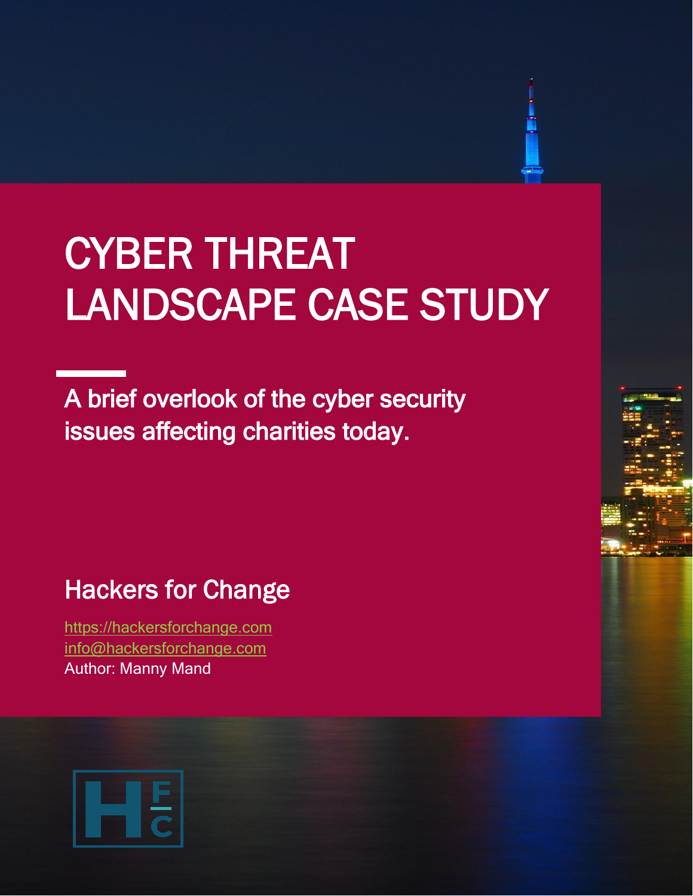# CYBER THREAT LANDSCAPE CASE STUDY

A brief overlook of the cyber security issues affecting charities today.

## Hackers for Change

https://hackersforchange.com
info@hackersforchange.com
Author: Manny Mand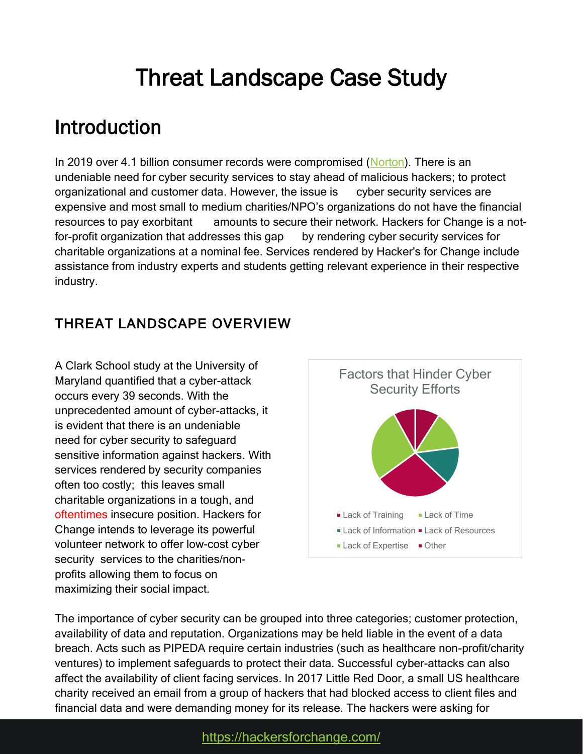# Threat Landscape Case Study

## Introduction

In 2019 over 4.1 billion consumer records were compromised (Norton). There is an undeniable need for cyber security services to stay ahead of malicious hackers; to protect organizational and customer data. However, the issue is cyber security services are expensive and most small to medium charities/NPO's organizations do not have the financial resources to pay exorbitant amounts to secure their network. Hackers for Change is a not-for-profit organization that addresses this gap by rendering cyber security services for charitable organizations at a nominal fee. Services rendered by Hacker's for Change include assistance from industry experts and students getting relevant experience in their respective industry.

### THREAT LANDSCAPE OVERVIEW

A Clark School study at the University of Maryland quantified that a cyber-attack occurs every 39 seconds. With the unprecedented amount of cyber-attacks, it is evident that there is an undeniable need for cyber security to safeguard sensitive information against hackers. With services rendered by security companies often too costly; this leaves small charitable organizations in a tough, and oftentimes insecure position. Hackers for Change intends to leverage its powerful volunteer network to offer low-cost cyber security services to the charities/non-profits allowing them to focus on maximizing their social impact.

Factors that Hinder Cyber Security Efforts

- Lack of Training
- Lack of Time
- Lack of Information
- Lack of Resources
- Lack of Expertise
- Other

The importance of cyber security can be grouped into three categories; customer protection, availability of data and reputation. Organizations may be held liable in the event of a data breach. Acts such as PIPEDA require certain industries (such as healthcare non-profit/charity ventures) to implement safeguards to protect their data. Successful cyber-attacks can also affect the availability of client facing services. In 2017 Little Red Door, a small US healthcare charity received an email from a group of hackers that had blocked access to client files and financial data and were demanding money for its release. The hackers were asking for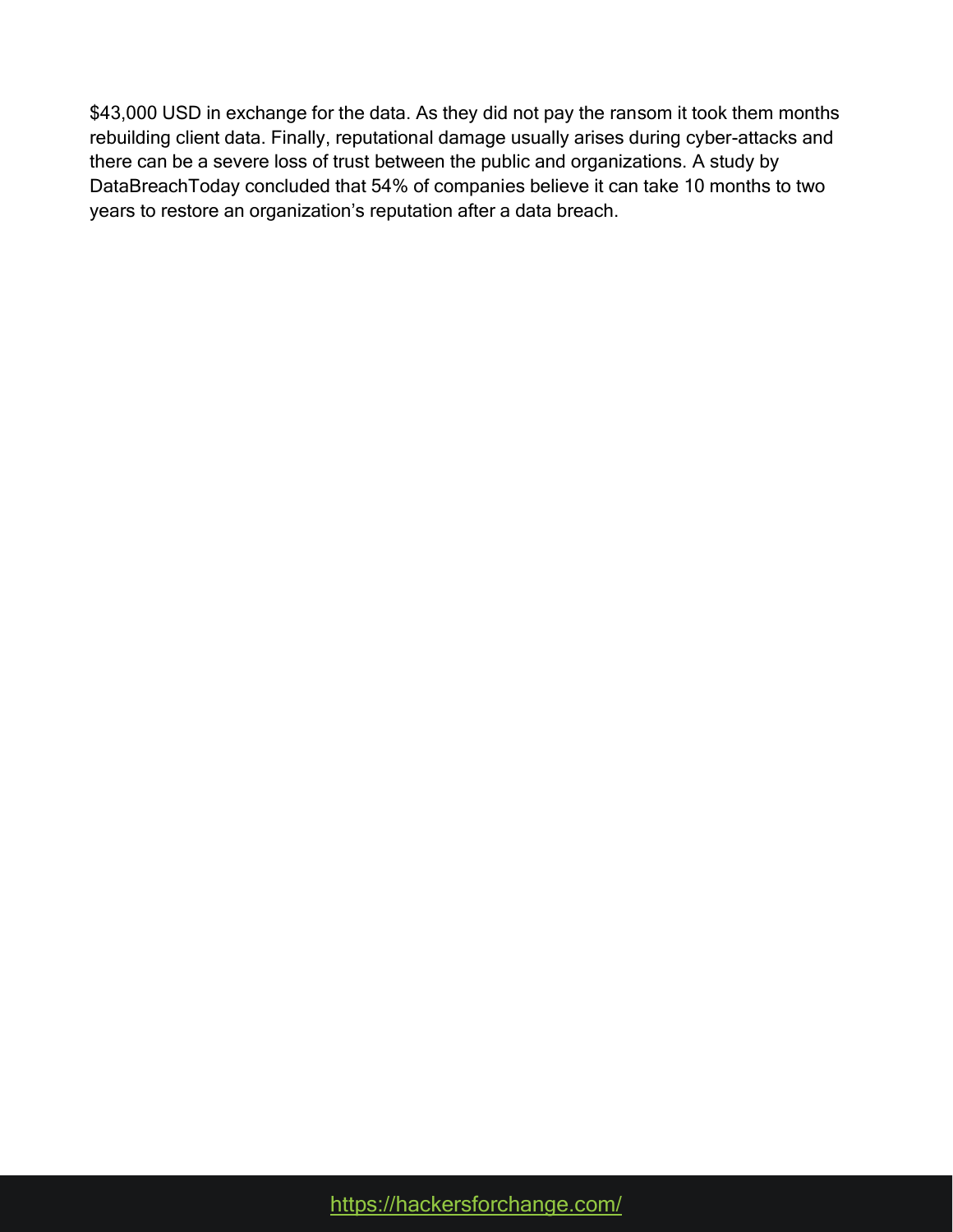$43,000 USD in exchange for the data. As they did not pay the ransom it took them months rebuilding client data. Finally, reputational damage usually arises during cyber-attacks and there can be a severe loss of trust between the public and organizations. A study by DataBreachToday concluded that 54% of companies believe it can take 10 months to two years to restore an organization's reputation after a data breach.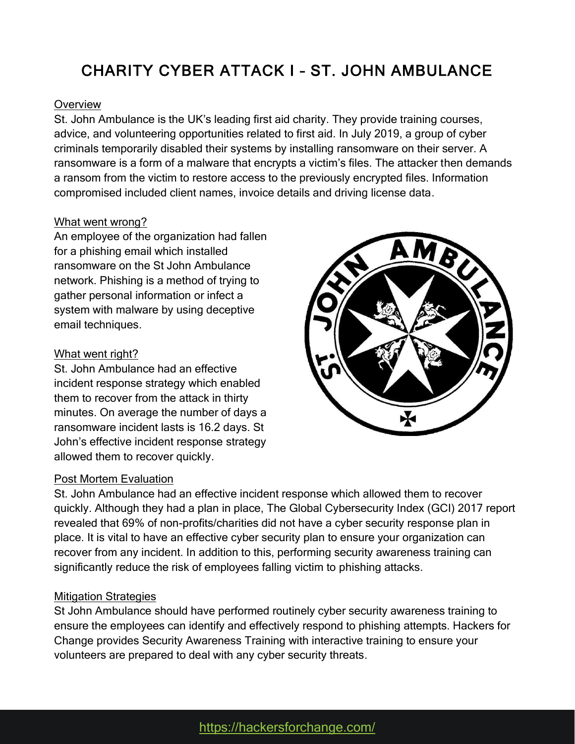# CHARITY CYBER ATTACK I – ST. JOHN AMBULANCE

## Overview

St. John Ambulance is the UK's leading first aid charity. They provide training courses, advice, and volunteering opportunities related to first aid. In July 2019, a group of cyber criminals temporarily disabled their systems by installing ransomware on their server. A ransomware is a form of a malware that encrypts a victim's files. The attacker then demands a ransom from the victim to restore access to the previously encrypted files. Information compromised included client names, invoice details and driving license data.

## What went wrong?

An employee of the organization had fallen for a phishing email which installed ransomware on the St John Ambulance network. Phishing is a method of trying to gather personal information or infect a system with malware by using deceptive email techniques.

## What went right?

St. John Ambulance had an effective incident response strategy which enabled them to recover from the attack in thirty minutes. On average the number of days a ransomware incident lasts is 16.2 days. St John's effective incident response strategy allowed them to recover quickly.

## Post Mortem Evaluation

St. John Ambulance had an effective incident response which allowed them to recover quickly. Although they had a plan in place, The Global Cybersecurity Index (GCI) 2017 report revealed that 69% of non-profits/charities did not have a cyber security response plan in place. It is vital to have an effective cyber security plan to ensure your organization can recover from any incident. In addition to this, performing security awareness training can significantly reduce the risk of employees falling victim to phishing attacks.

## Mitigation Strategies

St John Ambulance should have performed routinely cyber security awareness training to ensure the employees can identify and effectively respond to phishing attempts. Hackers for Change provides Security Awareness Training with interactive training to ensure your volunteers are prepared to deal with any cyber security threats.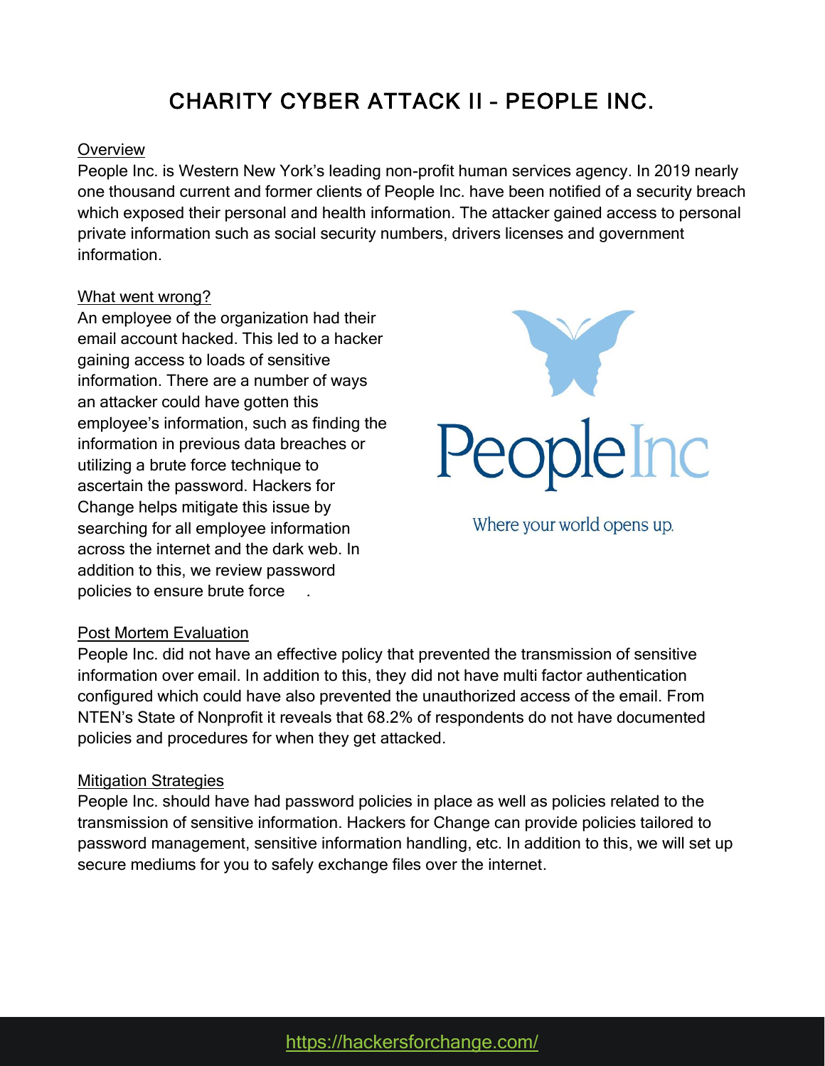# CHARITY CYBER ATTACK II – PEOPLE INC.

<u>Overview</u>

People Inc. is Western New York's leading non-profit human services agency. In 2019 nearly one thousand current and former clients of People Inc. have been notified of a security breach which exposed their personal and health information. The attacker gained access to personal private information such as social security numbers, drivers licenses and government information.

<u>What went wrong?</u>

An employee of the organization had their email account hacked. This led to a hacker gaining access to loads of sensitive information. There are a number of ways an attacker could have gotten this employee's information, such as finding the information in previous data breaches or utilizing a brute force technique to ascertain the password. Hackers for Change helps mitigate this issue by searching for all employee information across the internet and the dark web. In addition to this, we review password policies to ensure brute force .

PeopleInc

Where your world opens up.

<u>Post Mortem Evaluation</u>

People Inc. did not have an effective policy that prevented the transmission of sensitive information over email. In addition to this, they did not have multi factor authentication configured which could have also prevented the unauthorized access of the email. From NTEN's State of Nonprofit it reveals that 68.2% of respondents do not have documented policies and procedures for when they get attacked.

<u>Mitigation Strategies</u>

People Inc. should have had password policies in place as well as policies related to the transmission of sensitive information. Hackers for Change can provide policies tailored to password management, sensitive information handling, etc. In addition to this, we will set up secure mediums for you to safely exchange files over the internet.

https://hackersforchange.com/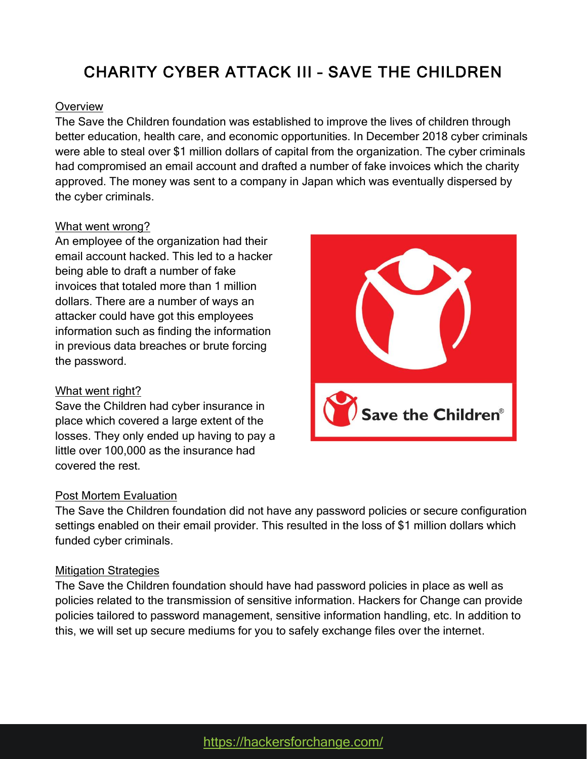# CHARITY CYBER ATTACK III – SAVE THE CHILDREN

## Overview

The Save the Children foundation was established to improve the lives of children through better education, health care, and economic opportunities. In December 2018 cyber criminals were able to steal over $1 million dollars of capital from the organization. The cyber criminals had compromised an email account and drafted a number of fake invoices which the charity approved. The money was sent to a company in Japan which was eventually dispersed by the cyber criminals.

## What went wrong?

An employee of the organization had their email account hacked. This led to a hacker being able to draft a number of fake invoices that totaled more than 1 million dollars. There are a number of ways an attacker could have got this employees information such as finding the information in previous data breaches or brute forcing the password.

## What went right?

Save the Children had cyber insurance in place which covered a large extent of the losses. They only ended up having to pay a little over 100,000 as the insurance had covered the rest.

## Post Mortem Evaluation

The Save the Children foundation did not have any password policies or secure configuration settings enabled on their email provider. This resulted in the loss of $1 million dollars which funded cyber criminals.

## Mitigation Strategies

The Save the Children foundation should have had password policies in place as well as policies related to the transmission of sensitive information. Hackers for Change can provide policies tailored to password management, sensitive information handling, etc. In addition to this, we will set up secure mediums for you to safely exchange files over the internet.

https://hackersforchange.com/